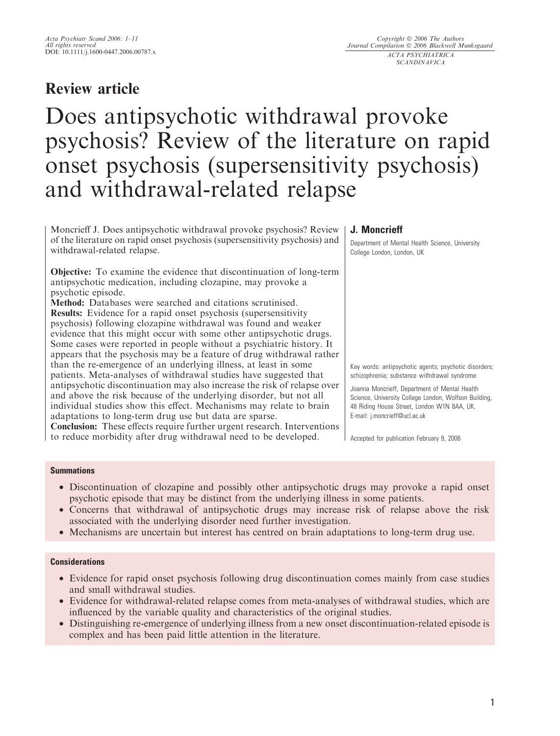## Review article

# Does antipsychotic withdrawal provoke psychosis? Review of the literature on rapid onset psychosis (supersensitivity psychosis) and withdrawal-related relapse

Moncrieff J. Does antipsychotic withdrawal provoke psychosis? Review of the literature on rapid onset psychosis (supersensitivity psychosis) and withdrawal-related relapse.

**Objective:** To examine the evidence that discontinuation of long-term antipsychotic medication, including clozapine, may provoke a psychotic episode.

**Method:** Databases were searched and citations scrutinised.

**Results:** Evidence for a rapid onset psychosis (supersensitivity psychosis) following clozapine withdrawal was found and weaker evidence that this might occur with some other antipsychotic drugs. Some cases were reported in people without a psychiatric history. It appears that the psychosis may be a feature of drug withdrawal rather than the re-emergence of an underlying illness, at least in some patients. Meta-analyses of withdrawal studies have suggested that antipsychotic discontinuation may also increase the risk of relapse over and above the risk because of the underlying disorder, but not all individual studies show this effect. Mechanisms may relate to brain adaptations to long-term drug use but data are sparse.

**Conclusion:** These effects require further urgent research. Interventions to reduce morbidity after drug withdrawal need to be developed.

**J. Moncrieff**

Department of Mental Health Science, University College London, London, UK

Key words: antipsychotic agents; psychotic disorders; schizophrenia; substance withdrawal syndrome

Joanna Moncrieff, Department of Mental Health Science, University College London, Wolfson Building, 48 Riding House Street, London W1N 8AA, UK.
E-mail: j.moncrieff@ucl.ac.uk

Accepted for publication February 9, 2006

### Summations

- Discontinuation of clozapine and possibly other antipsychotic drugs may provoke a rapid onset psychotic episode that may be distinct from the underlying illness in some patients.
- Concerns that withdrawal of antipsychotic drugs may increase risk of relapse above the risk associated with the underlying disorder need further investigation.
- Mechanisms are uncertain but interest has centred on brain adaptations to long-term drug use.

### Considerations

- Evidence for rapid onset psychosis following drug discontinuation comes mainly from case studies and small withdrawal studies.
- Evidence for withdrawal-related relapse comes from meta-analyses of withdrawal studies, which are influenced by the variable quality and characteristics of the original studies.
- Distinguishing re-emergence of underlying illness from a new onset discontinuation-related episode is complex and has been paid little attention in the literature.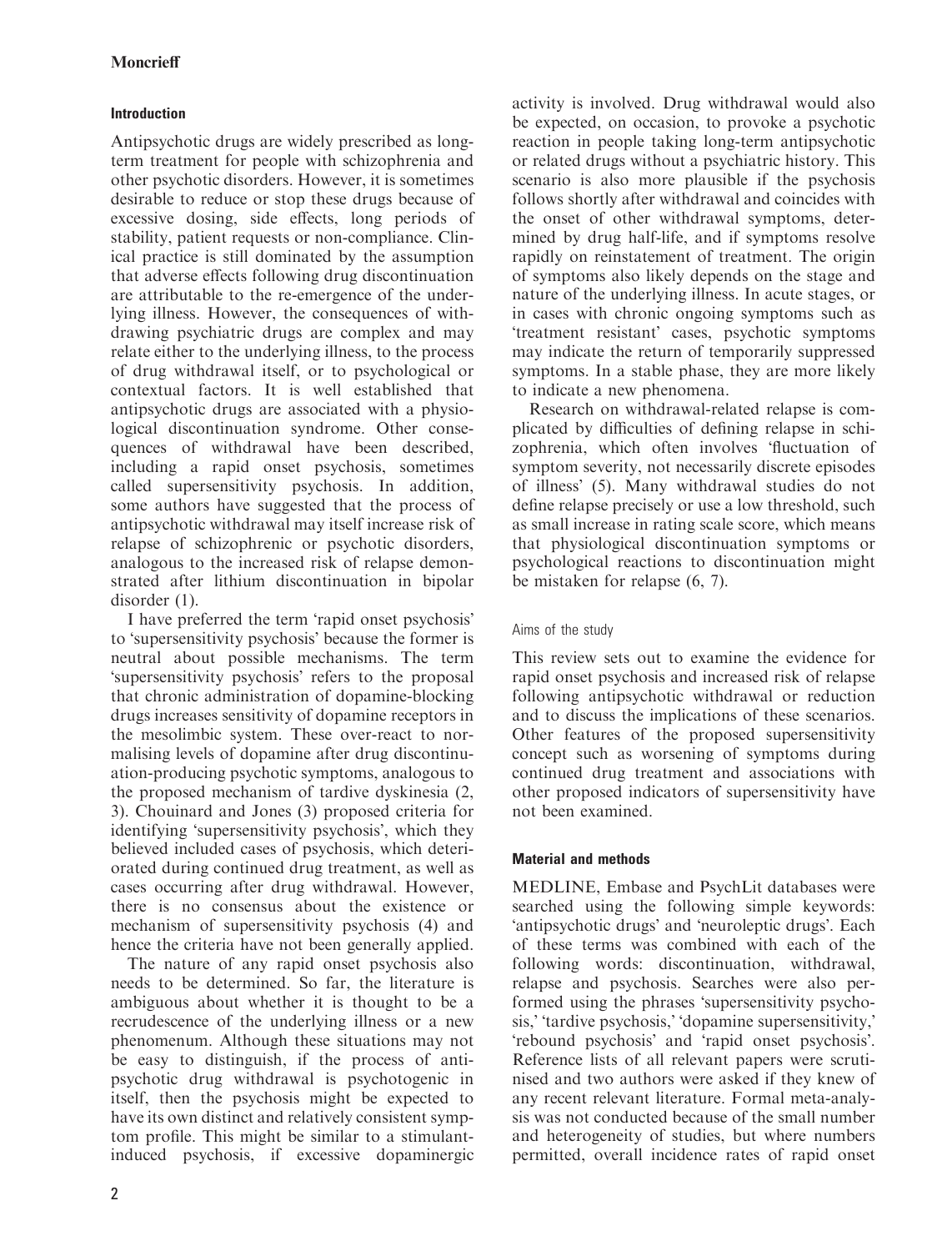## Introduction

Antipsychotic drugs are widely prescribed as long-term treatment for people with schizophrenia and other psychotic disorders. However, it is sometimes desirable to reduce or stop these drugs because of excessive dosing, side effects, long periods of stability, patient requests or non-compliance. Clinical practice is still dominated by the assumption that adverse effects following drug discontinuation are attributable to the re-emergence of the underlying illness. However, the consequences of withdrawing psychiatric drugs are complex and may relate either to the underlying illness, to the process of drug withdrawal itself, or to psychological or contextual factors. It is well established that antipsychotic drugs are associated with a physiological discontinuation syndrome. Other consequences of withdrawal have been described, including a rapid onset psychosis, sometimes called supersensitivity psychosis. In addition, some authors have suggested that the process of antipsychotic withdrawal may itself increase risk of relapse of schizophrenic or psychotic disorders, analogous to the increased risk of relapse demonstrated after lithium discontinuation in bipolar disorder (1).

I have preferred the term 'rapid onset psychosis' to 'supersensitivity psychosis' because the former is neutral about possible mechanisms. The term 'supersensitivity psychosis' refers to the proposal that chronic administration of dopamine-blocking drugs increases sensitivity of dopamine receptors in the mesolimbic system. These over-react to normalising levels of dopamine after drug discontinuation-producing psychotic symptoms, analogous to the proposed mechanism of tardive dyskinesia (2, 3). Chouinard and Jones (3) proposed criteria for identifying 'supersensitivity psychosis', which they believed included cases of psychosis, which deteriorated during continued drug treatment, as well as cases occurring after drug withdrawal. However, there is no consensus about the existence or mechanism of supersensitivity psychosis (4) and hence the criteria have not been generally applied.

The nature of any rapid onset psychosis also needs to be determined. So far, the literature is ambiguous about whether it is thought to be a recrudescence of the underlying illness or a new phenomenum. Although these situations may not be easy to distinguish, if the process of antipsychotic drug withdrawal is psychotogenic in itself, then the psychosis might be expected to have its own distinct and relatively consistent symptom profile. This might be similar to a stimulant-induced psychosis, if excessive dopaminergic activity is involved. Drug withdrawal would also be expected, on occasion, to provoke a psychotic reaction in people taking long-term antipsychotic or related drugs without a psychiatric history. This scenario is also more plausible if the psychosis follows shortly after withdrawal and coincides with the onset of other withdrawal symptoms, determined by drug half-life, and if symptoms resolve rapidly on reinstatement of treatment. The origin of symptoms also likely depends on the stage and nature of the underlying illness. In acute stages, or in cases with chronic ongoing symptoms such as 'treatment resistant' cases, psychotic symptoms may indicate the return of temporarily suppressed symptoms. In a stable phase, they are more likely to indicate a new phenomena.

Research on withdrawal-related relapse is complicated by difficulties of defining relapse in schizophrenia, which often involves 'fluctuation of symptom severity, not necessarily discrete episodes of illness' (5). Many withdrawal studies do not define relapse precisely or use a low threshold, such as small increase in rating scale score, which means that physiological discontinuation symptoms or psychological reactions to discontinuation might be mistaken for relapse (6, 7).

### Aims of the study

This review sets out to examine the evidence for rapid onset psychosis and increased risk of relapse following antipsychotic withdrawal or reduction and to discuss the implications of these scenarios. Other features of the proposed supersensitivity concept such as worsening of symptoms during continued drug treatment and associations with other proposed indicators of supersensitivity have not been examined.

## Material and methods

MEDLINE, Embase and PsychLit databases were searched using the following simple keywords: 'antipsychotic drugs' and 'neuroleptic drugs'. Each of these terms was combined with each of the following words: discontinuation, withdrawal, relapse and psychosis. Searches were also performed using the phrases 'supersensitivity psychosis,' 'tardive psychosis,' 'dopamine supersensitivity,' 'rebound psychosis' and 'rapid onset psychosis'. Reference lists of all relevant papers were scrutinised and two authors were asked if they knew of any recent relevant literature. Formal meta-analysis was not conducted because of the small number and heterogeneity of studies, but where numbers permitted, overall incidence rates of rapid onset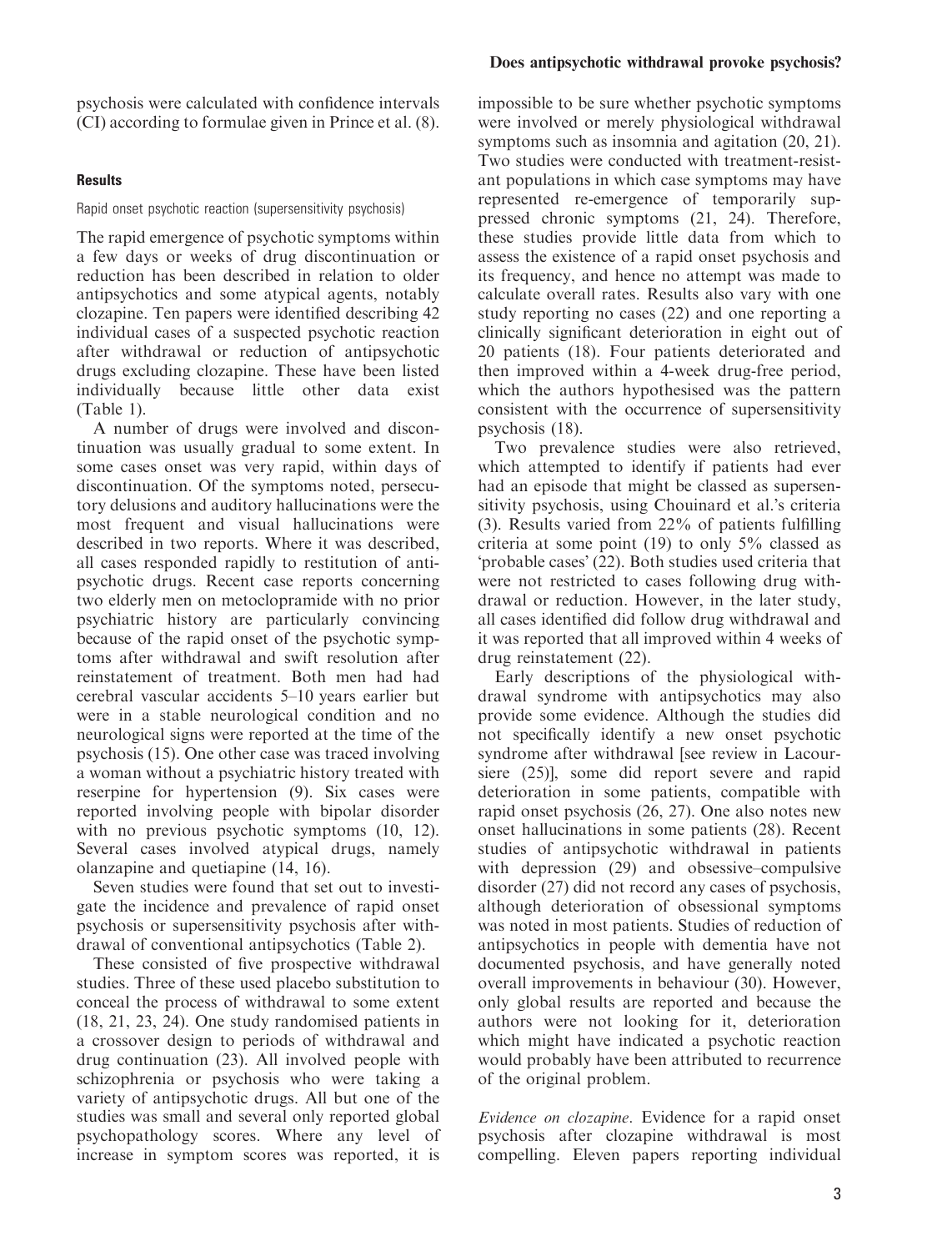psychosis were calculated with confidence intervals (CI) according to formulae given in Prince et al. (8).

## Results

### Rapid onset psychotic reaction (supersensitivity psychosis)

The rapid emergence of psychotic symptoms within a few days or weeks of drug discontinuation or reduction has been described in relation to older antipsychotics and some atypical agents, notably clozapine. Ten papers were identified describing 42 individual cases of a suspected psychotic reaction after withdrawal or reduction of antipsychotic drugs excluding clozapine. These have been listed individually because little other data exist (Table 1).

A number of drugs were involved and discontinuation was usually gradual to some extent. In some cases onset was very rapid, within days of discontinuation. Of the symptoms noted, persecutory delusions and auditory hallucinations were the most frequent and visual hallucinations were described in two reports. Where it was described, all cases responded rapidly to restitution of antipsychotic drugs. Recent case reports concerning two elderly men on metoclopramide with no prior psychiatric history are particularly convincing because of the rapid onset of the psychotic symptoms after withdrawal and swift resolution after reinstatement of treatment. Both men had had cerebral vascular accidents 5–10 years earlier but were in a stable neurological condition and no neurological signs were reported at the time of the psychosis (15). One other case was traced involving a woman without a psychiatric history treated with reserpine for hypertension (9). Six cases were reported involving people with bipolar disorder with no previous psychotic symptoms (10, 12). Several cases involved atypical drugs, namely olanzapine and quetiapine (14, 16).

Seven studies were found that set out to investigate the incidence and prevalence of rapid onset psychosis or supersensitivity psychosis after withdrawal of conventional antipsychotics (Table 2).

These consisted of five prospective withdrawal studies. Three of these used placebo substitution to conceal the process of withdrawal to some extent (18, 21, 23, 24). One study randomised patients in a crossover design to periods of withdrawal and drug continuation (23). All involved people with schizophrenia or psychosis who were taking a variety of antipsychotic drugs. All but one of the studies was small and several only reported global psychopathology scores. Where any level of increase in symptom scores was reported, it is impossible to be sure whether psychotic symptoms were involved or merely physiological withdrawal symptoms such as insomnia and agitation (20, 21). Two studies were conducted with treatment-resistant populations in which case symptoms may have represented re-emergence of temporarily suppressed chronic symptoms (21, 24). Therefore, these studies provide little data from which to assess the existence of a rapid onset psychosis and its frequency, and hence no attempt was made to calculate overall rates. Results also vary with one study reporting no cases (22) and one reporting a clinically significant deterioration in eight out of 20 patients (18). Four patients deteriorated and then improved within a 4-week drug-free period, which the authors hypothesised was the pattern consistent with the occurrence of supersensitivity psychosis (18).

Two prevalence studies were also retrieved, which attempted to identify if patients had ever had an episode that might be classed as supersensitivity psychosis, using Chouinard et al.'s criteria (3). Results varied from 22% of patients fulfilling criteria at some point (19) to only 5% classed as 'probable cases' (22). Both studies used criteria that were not restricted to cases following drug withdrawal or reduction. However, in the later study, all cases identified did follow drug withdrawal and it was reported that all improved within 4 weeks of drug reinstatement (22).

Early descriptions of the physiological withdrawal syndrome with antipsychotics may also provide some evidence. Although the studies did not specifically identify a new onset psychotic syndrome after withdrawal [see review in Lacoursiere (25)], some did report severe and rapid deterioration in some patients, compatible with rapid onset psychosis (26, 27). One also notes new onset hallucinations in some patients (28). Recent studies of antipsychotic withdrawal in patients with depression (29) and obsessive–compulsive disorder (27) did not record any cases of psychosis, although deterioration of obsessional symptoms was noted in most patients. Studies of reduction of antipsychotics in people with dementia have not documented psychosis, and have generally noted overall improvements in behaviour (30). However, only global results are reported and because the authors were not looking for it, deterioration which might have indicated a psychotic reaction would probably have been attributed to recurrence of the original problem.

*Evidence on clozapine*. Evidence for a rapid onset psychosis after clozapine withdrawal is most compelling. Eleven papers reporting individual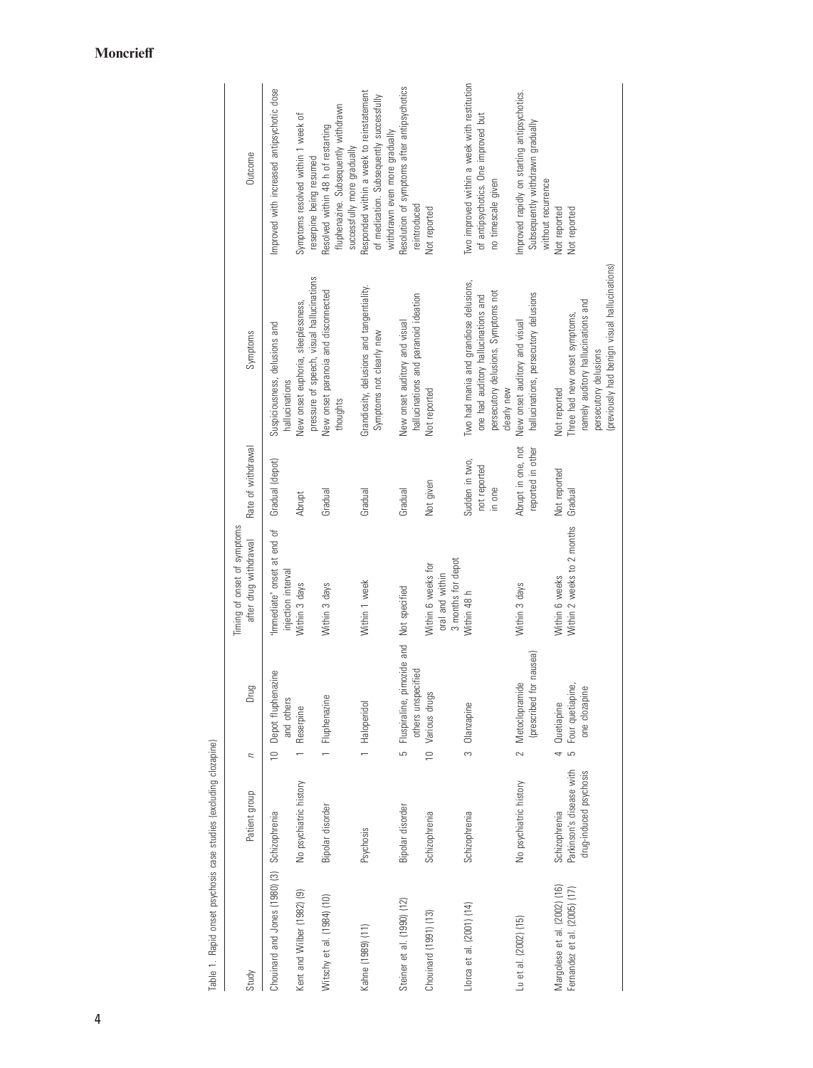Table 1. Rapid onset psychosis case studies (excluding clozapine)

| Study | Patient group | n | Drug | Timing of onset of symptoms after drug withdrawal | Rate of withdrawal | Symptoms | Outcome |
|---|---|---|---|---|---|---|---|
| Chouinard and Jones (1980) (3) | Schizophrenia | 10 | Depot fluphenazine and others | 'Immediate' onset at end of injection interval | Gradual (depot) | Suspiciousness, delusions and hallucinations | Improved with increased antipsychotic dose |
| Kent and Wilber (1982) (9) | No psychiatric history | 1 | Reserpine | Within 3 days | Abrupt | New onset euphoria, sleeplessness, pressure of speech, visual hallucinations | Symptoms resolved within 1 week of reserpine being resumed |
| Witschy et al. (1984) (10) | Bipolar disorder | 1 | Fluphenazine | Within 3 days | Gradual | New onset paranoia and disconnected thoughts | Resolved within 48 h of restarting fluphenazine. Subsequently withdrawn successfully more gradually |
| Kahne (1989) (11) | Psychosis | 1 | Haloperidol | Within 1 week | Gradual | Grandiosity, delusions and tangentiality. Symptoms not clearly new | Responded within a week to reinstatement of medication. Subsequently successfully withdrawn even more gradually |
| Steiner et al. (1990) (12) | Bipolar disorder | 5 | Fluspiraline, pimozide and others unspecified | Not specified | Gradual | New onset auditory and visual hallucinations and paranoid ideation | Resolution of symptoms after antipsychotics reintroduced |
| Chouinard (1991) (13) | Schizophrenia | 10 | Various drugs | Within 6 weeks for oral and within 3 months for depot | Not given | Not reported | Not reported |
| Llorca et al. (2001) (14) | Schizophrenia | 3 | Olanzapine | Within 48 h | Sudden in two, not reported in one | Two had mania and grandiose delusions, one had auditory hallucinations and persecutory delusions. Symptoms not clearly new | Two improved within a week with restitution of antipsychotics. One improved but no timescale given |
| Lu et al. (2002) (15) | No psychiatric history | 2 | Metoclopramide (prescribed for nausea) | Within 3 days | Abrupt in one, not reported in other | New onset auditory and visual hallucinations, persecutory delusions | Improved rapidly on starting antipsychotics. Subsequently withdrawn gradually without recurrence |
| Margolese et al. (2002) (16) | Schizophrenia | 4 | Quetiapine | Within 6 weeks | Not reported | Not reported | Not reported |
| Fernandez et al. (2005) (17) | Parkinson's disease with drug-induced psychosis | 5 | Four quetiapine, one clozapine | Within 2 weeks to 2 months | Gradual | Three had new onset symptoms, namely auditory hallucinations and persecutory delusions (previously had benign visual hallucinations) | Not reported |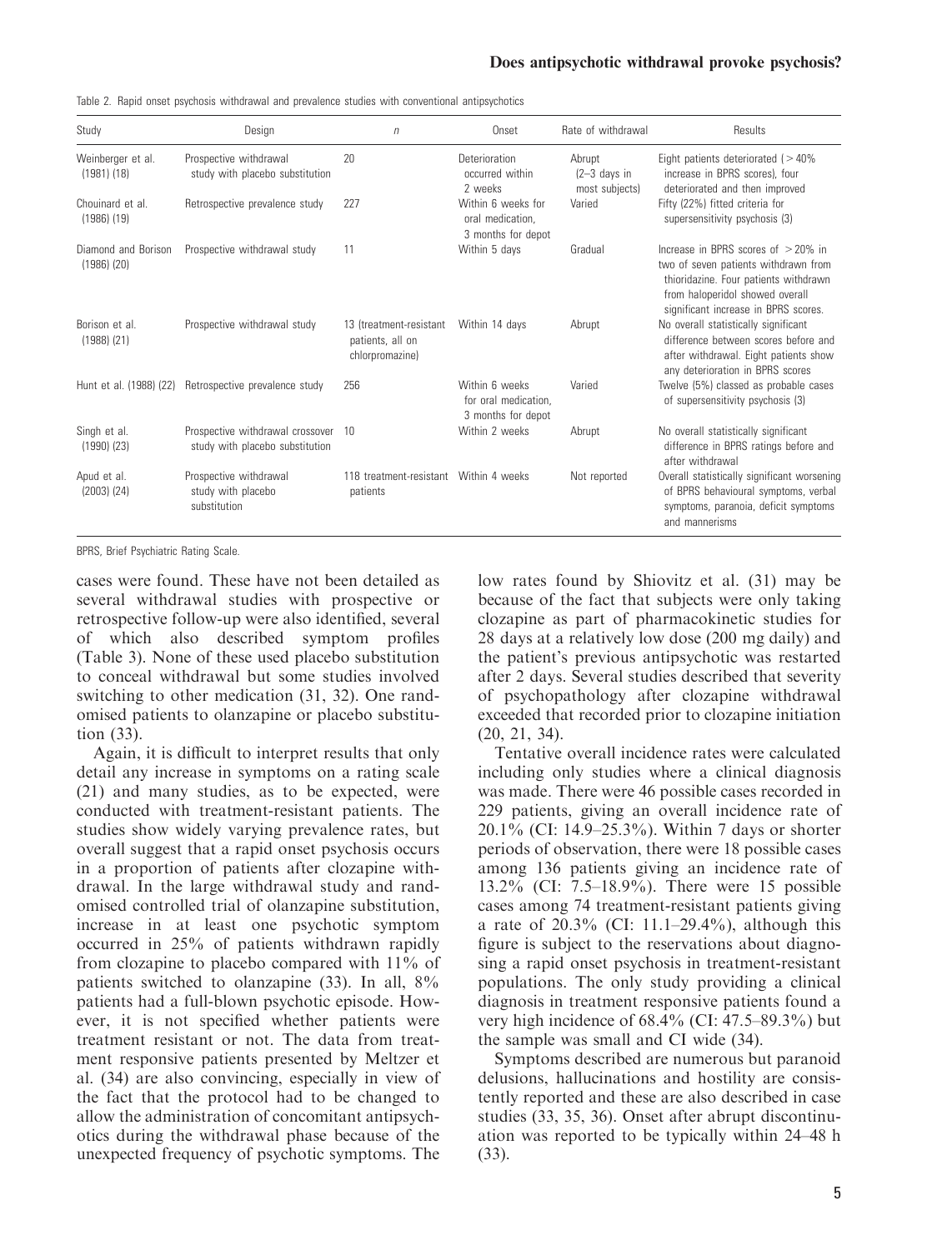Table 2. Rapid onset psychosis withdrawal and prevalence studies with conventional antipsychotics

| Study | Design | *n* | Onset | Rate of withdrawal | Results |
|---|---|---|---|---|---|
| Weinberger et al. (1981) (18) | Prospective withdrawal study with placebo substitution | 20 | Deterioration occurred within 2 weeks | Abrupt (2–3 days in most subjects) | Eight patients deteriorated (> 40% increase in BPRS scores), four deteriorated and then improved |
| Chouinard et al. (1986) (19) | Retrospective prevalence study | 227 | Within 6 weeks for oral medication, 3 months for depot | Varied | Fifty (22%) fitted criteria for supersensitivity psychosis (3) |
| Diamond and Borison (1986) (20) | Prospective withdrawal study | 11 | Within 5 days | Gradual | Increase in BPRS scores of > 20% in two of seven patients withdrawn from thioridazine. Four patients withdrawn from haloperidol showed overall significant increase in BPRS scores. |
| Borison et al. (1988) (21) | Prospective withdrawal study | 13 (treatment-resistant patients, all on chlorpromazine) | Within 14 days | Abrupt | No overall statistically significant difference between scores before and after withdrawal. Eight patients show any deterioration in BPRS scores |
| Hunt et al. (1988) (22) | Retrospective prevalence study | 256 | Within 6 weeks for oral medication, 3 months for depot | Varied | Twelve (5%) classed as probable cases of supersensitivity psychosis (3) |
| Singh et al. (1990) (23) | Prospective withdrawal crossover study with placebo substitution | 10 | Within 2 weeks | Abrupt | No overall statistically significant difference in BPRS ratings before and after withdrawal |
| Apud et al. (2003) (24) | Prospective withdrawal study with placebo substitution | 118 treatment-resistant patients | Within 4 weeks | Not reported | Overall statistically significant worsening of BPRS behavioural symptoms, verbal symptoms, paranoia, deficit symptoms and mannerisms |

BPRS, Brief Psychiatric Rating Scale.

cases were found. These have not been detailed as several withdrawal studies with prospective or retrospective follow-up were also identified, several of which also described symptom profiles (Table 3). None of these used placebo substitution to conceal withdrawal but some studies involved switching to other medication (31, 32). One randomised patients to olanzapine or placebo substitution (33).

Again, it is difficult to interpret results that only detail any increase in symptoms on a rating scale (21) and many studies, as to be expected, were conducted with treatment-resistant patients. The studies show widely varying prevalence rates, but overall suggest that a rapid onset psychosis occurs in a proportion of patients after clozapine withdrawal. In the large withdrawal study and randomised controlled trial of olanzapine substitution, increase in at least one psychotic symptom occurred in 25% of patients withdrawn rapidly from clozapine to placebo compared with 11% of patients switched to olanzapine (33). In all, 8% patients had a full-blown psychotic episode. However, it is not specified whether patients were treatment resistant or not. The data from treatment responsive patients presented by Meltzer et al. (34) are also convincing, especially in view of the fact that the protocol had to be changed to allow the administration of concomitant antipsychotics during the withdrawal phase because of the unexpected frequency of psychotic symptoms. The low rates found by Shiovitz et al. (31) may be because of the fact that subjects were only taking clozapine as part of pharmacokinetic studies for 28 days at a relatively low dose (200 mg daily) and the patient's previous antipsychotic was restarted after 2 days. Several studies described that severity of psychopathology after clozapine withdrawal exceeded that recorded prior to clozapine initiation (20, 21, 34).

Tentative overall incidence rates were calculated including only studies where a clinical diagnosis was made. There were 46 possible cases recorded in 229 patients, giving an overall incidence rate of 20.1% (CI: 14.9–25.3%). Within 7 days or shorter periods of observation, there were 18 possible cases among 136 patients giving an incidence rate of 13.2% (CI: 7.5–18.9%). There were 15 possible cases among 74 treatment-resistant patients giving a rate of 20.3% (CI: 11.1–29.4%), although this figure is subject to the reservations about diagnosing a rapid onset psychosis in treatment-resistant populations. The only study providing a clinical diagnosis in treatment responsive patients found a very high incidence of 68.4% (CI: 47.5–89.3%) but the sample was small and CI wide (34).

Symptoms described are numerous but paranoid delusions, hallucinations and hostility are consistently reported and these are also described in case studies (33, 35, 36). Onset after abrupt discontinuation was reported to be typically within 24–48 h (33).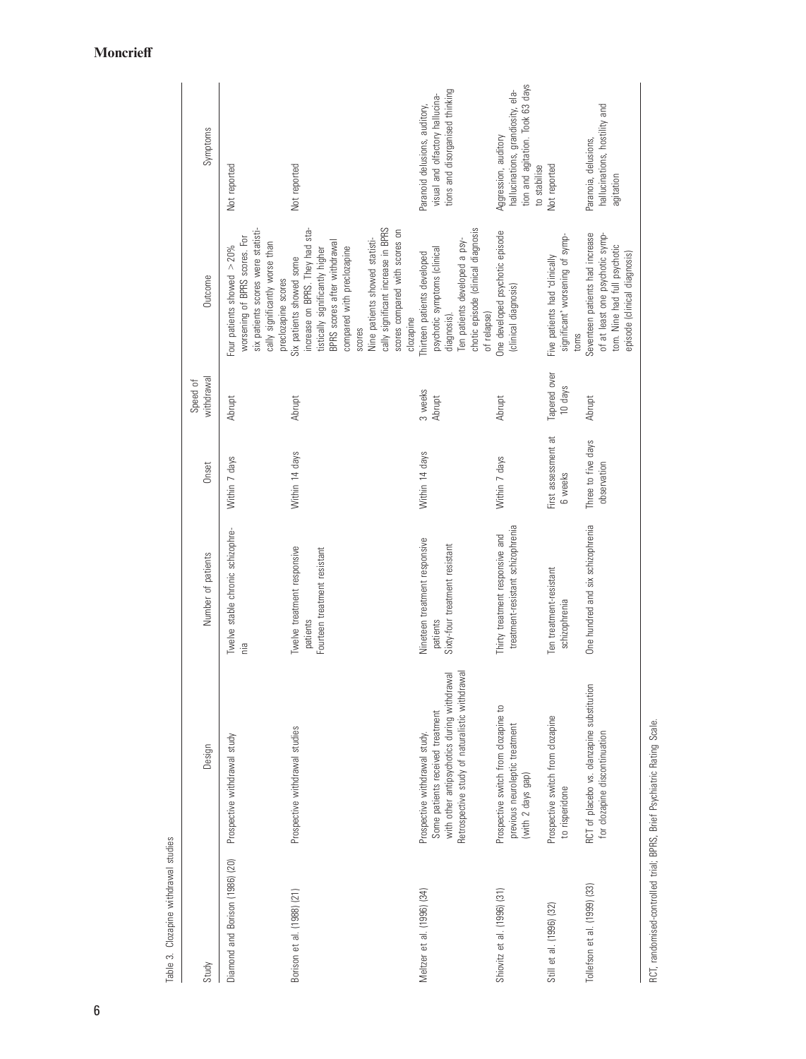Table 3. Clozapine withdrawal studies

| Study | Design | Number of patients | Onset | Speed of withdrawal | Outcome | Symptoms |
|---|---|---|---|---|---|---|
| Diamond and Borison (1986) (20) | Prospective withdrawal study | Twelve stable chronic schizophrenia | Within 7 days | Abrupt | Four patients showed >20% worsening of BPRS scores. For six patients scores were statistically significantly worse than preclozapine scores | Not reported |
| Borison et al. (1988) (21) | Prospective withdrawal studies | Twelve treatment responsive patients<br>Fourteen treatment resistant | Within 14 days | Abrupt | Six patients showed some increase on BPRS. They had statistically significantly higher BPRS scores after withdrawal compared with preclozapine scores<br>Nine patients showed statistically significant increase in BPRS scores compared with scores on clozapine | Not reported |
| Meltzer et al. (1996) (34) | Prospective withdrawal study. Some patients received treatment with other antipsychotics during withdrawal<br>Retrospective study of naturalistic withdrawal | Nineteen treatment responsive patients<br>Sixty-four treatment resistant | Within 14 days | 3 weeks<br>Abrupt | Thirteen patients developed psychotic symptoms (clinical diagnosis).<br>Ten patients developed a psychotic episode (clinical diagnosis of relapse) | Paranoid delusions, auditory, visual and olfactory hallucinations and disorganised thinking |
| Shiovitz et al. (1996) (31) | Prospective switch from clozapine to previous neuroleptic treatment (with 2 days gap) | Thirty treatment responsive and treatment-resistant schizophrenia | Within 7 days | Abrupt | One developed psychotic episode (clinical diagnosis) | Aggression, auditory hallucinations, grandiosity, elation and agitation. Took 63 days to stabilise |
| Still et al. (1996) (32) | Prospective switch from clozapine to risperidone | Ten treatment-resistant schizophrenia | First assessment at 6 weeks | Tapered over 10 days | Five patients had 'clinically significant' worsening of symptoms | Not reported |
| Tollefson et al. (1999) (33) | RCT of placebo vs. olanzapine substitution for clozapine discontinuation | One hundred and six schizophrenia | Three to five days observation | Abrupt | Seventeen patients had increase of at least one psychotic symptom. Nine had full psychotic episode (clinical diagnosis) | Paranoia, delusions, hallucinations, hostility and agitation |

RCT, randomised-controlled trial; BPRS, Brief Psychiatric Rating Scale.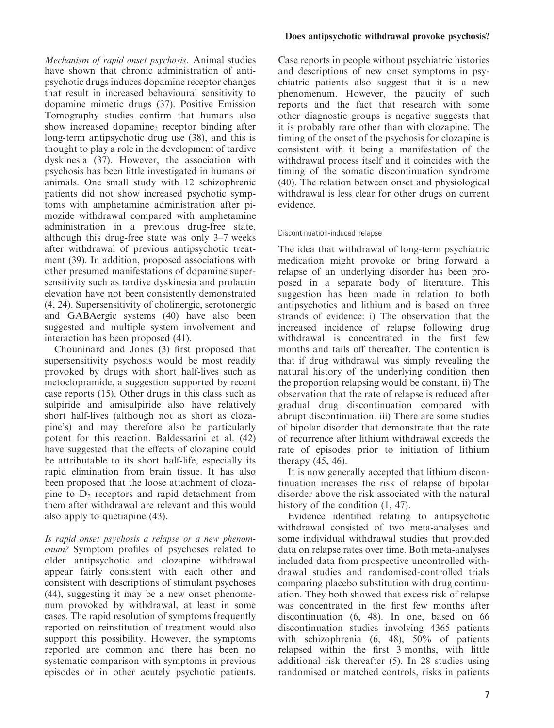*Mechanism of rapid onset psychosis.* Animal studies have shown that chronic administration of antipsychotic drugs induces dopamine receptor changes that result in increased behavioural sensitivity to dopamine mimetic drugs (37). Positive Emission Tomography studies confirm that humans also show increased $dopamine_2$ receptor binding after long-term antipsychotic drug use (38), and this is thought to play a role in the development of tardive dyskinesia (37). However, the association with psychosis has been little investigated in humans or animals. One small study with 12 schizophrenic patients did not show increased psychotic symptoms with amphetamine administration after pimozide withdrawal compared with amphetamine administration in a previous drug-free state, although this drug-free state was only 3–7 weeks after withdrawal of previous antipsychotic treatment (39). In addition, proposed associations with other presumed manifestations of dopamine supersensitivity such as tardive dyskinesia and prolactin elevation have not been consistently demonstrated (4, 24). Supersensitivity of cholinergic, serotonergic and GABAergic systems (40) have also been suggested and multiple system involvement and interaction has been proposed (41).

Chouninard and Jones (3) first proposed that supersensitivity psychosis would be most readily provoked by drugs with short half-lives such as metoclopramide, a suggestion supported by recent case reports (15). Other drugs in this class such as sulpiride and amisulpiride also have relatively short half-lives (although not as short as clozapine's) and may therefore also be particularly potent for this reaction. Baldessarini et al. (42) have suggested that the effects of clozapine could be attributable to its short half-life, especially its rapid elimination from brain tissue. It has also been proposed that the loose attachment of clozapine to $D_2$ receptors and rapid detachment from them after withdrawal are relevant and this would also apply to quetiapine (43).

*Is rapid onset psychosis a relapse or a new phenomenum?* Symptom profiles of psychoses related to older antipsychotic and clozapine withdrawal appear fairly consistent with each other and consistent with descriptions of stimulant psychoses (44), suggesting it may be a new onset phenomenum provoked by withdrawal, at least in some cases. The rapid resolution of symptoms frequently reported on reinstitution of treatment would also support this possibility. However, the symptoms reported are common and there has been no systematic comparison with symptoms in previous episodes or in other acutely psychotic patients. Case reports in people without psychiatric histories and descriptions of new onset symptoms in psychiatric patients also suggest that it is a new phenomenum. However, the paucity of such reports and the fact that research with some other diagnostic groups is negative suggests that it is probably rare other than with clozapine. The timing of the onset of the psychosis for clozapine is consistent with it being a manifestation of the withdrawal process itself and it coincides with the timing of the somatic discontinuation syndrome (40). The relation between onset and physiological withdrawal is less clear for other drugs on current evidence.

### Discontinuation-induced relapse

The idea that withdrawal of long-term psychiatric medication might provoke or bring forward a relapse of an underlying disorder has been proposed in a separate body of literature. This suggestion has been made in relation to both antipsychotics and lithium and is based on three strands of evidence: i) The observation that the increased incidence of relapse following drug withdrawal is concentrated in the first few months and tails off thereafter. The contention is that if drug withdrawal was simply revealing the natural history of the underlying condition then the proportion relapsing would be constant. ii) The observation that the rate of relapse is reduced after gradual drug discontinuation compared with abrupt discontinuation. iii) There are some studies of bipolar disorder that demonstrate that the rate of recurrence after lithium withdrawal exceeds the rate of episodes prior to initiation of lithium therapy (45, 46).

It is now generally accepted that lithium discontinuation increases the risk of relapse of bipolar disorder above the risk associated with the natural history of the condition (1, 47).

Evidence identified relating to antipsychotic withdrawal consisted of two meta-analyses and some individual withdrawal studies that provided data on relapse rates over time. Both meta-analyses included data from prospective uncontrolled withdrawal studies and randomised-controlled trials comparing placebo substitution with drug continuation. They both showed that excess risk of relapse was concentrated in the first few months after discontinuation (6, 48). In one, based on 66 discontinuation studies involving 4365 patients with schizophrenia (6, 48), 50% of patients relapsed within the first 3 months, with little additional risk thereafter (5). In 28 studies using randomised or matched controls, risks in patients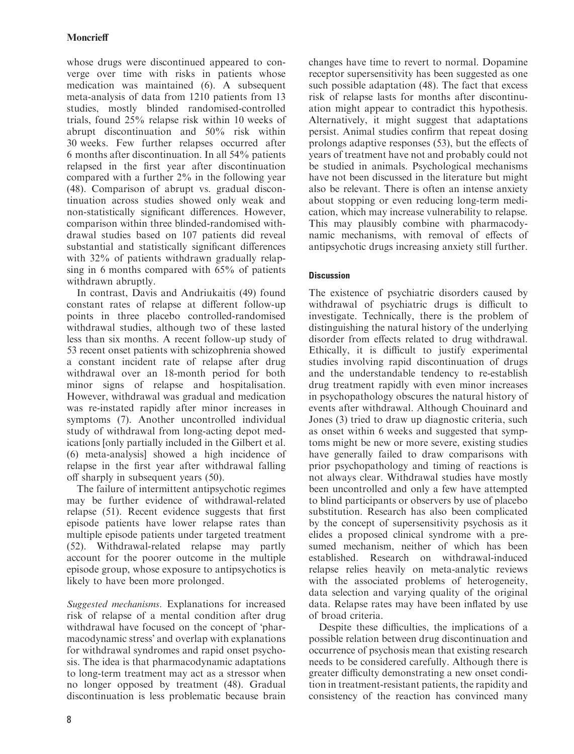whose drugs were discontinued appeared to converge over time with risks in patients whose medication was maintained (6). A subsequent meta-analysis of data from 1210 patients from 13 studies, mostly blinded randomised-controlled trials, found 25% relapse risk within 10 weeks of abrupt discontinuation and 50% risk within 30 weeks. Few further relapses occurred after 6 months after discontinuation. In all 54% patients relapsed in the first year after discontinuation compared with a further 2% in the following year (48). Comparison of abrupt vs. gradual discontinuation across studies showed only weak and non-statistically significant differences. However, comparison within three blinded-randomised withdrawal studies based on 107 patients did reveal substantial and statistically significant differences with 32% of patients withdrawn gradually relapsing in 6 months compared with 65% of patients withdrawn abruptly.

In contrast, Davis and Andriukaitis (49) found constant rates of relapse at different follow-up points in three placebo controlled-randomised withdrawal studies, although two of these lasted less than six months. A recent follow-up study of 53 recent onset patients with schizophrenia showed a constant incident rate of relapse after drug withdrawal over an 18-month period for both minor signs of relapse and hospitalisation. However, withdrawal was gradual and medication was re-instated rapidly after minor increases in symptoms (7). Another uncontrolled individual study of withdrawal from long-acting depot medications [only partially included in the Gilbert et al. (6) meta-analysis] showed a high incidence of relapse in the first year after withdrawal falling off sharply in subsequent years (50).

The failure of intermittent antipsychotic regimes may be further evidence of withdrawal-related relapse (51). Recent evidence suggests that first episode patients have lower relapse rates than multiple episode patients under targeted treatment (52). Withdrawal-related relapse may partly account for the poorer outcome in the multiple episode group, whose exposure to antipsychotics is likely to have been more prolonged.

*Suggested mechanisms.* Explanations for increased risk of relapse of a mental condition after drug withdrawal have focused on the concept of 'pharmacodynamic stress' and overlap with explanations for withdrawal syndromes and rapid onset psychosis. The idea is that pharmacodynamic adaptations to long-term treatment may act as a stressor when no longer opposed by treatment (48). Gradual discontinuation is less problematic because brain changes have time to revert to normal. Dopamine receptor supersensitivity has been suggested as one such possible adaptation (48). The fact that excess risk of relapse lasts for months after discontinuation might appear to contradict this hypothesis. Alternatively, it might suggest that adaptations persist. Animal studies confirm that repeat dosing prolongs adaptive responses (53), but the effects of years of treatment have not and probably could not be studied in animals. Psychological mechanisms have not been discussed in the literature but might also be relevant. There is often an intense anxiety about stopping or even reducing long-term medication, which may increase vulnerability to relapse. This may plausibly combine with pharmacodynamic mechanisms, with removal of effects of antipsychotic drugs increasing anxiety still further.

## Discussion

The existence of psychiatric disorders caused by withdrawal of psychiatric drugs is difficult to investigate. Technically, there is the problem of distinguishing the natural history of the underlying disorder from effects related to drug withdrawal. Ethically, it is difficult to justify experimental studies involving rapid discontinuation of drugs and the understandable tendency to re-establish drug treatment rapidly with even minor increases in psychopathology obscures the natural history of events after withdrawal. Although Chouinard and Jones (3) tried to draw up diagnostic criteria, such as onset within 6 weeks and suggested that symptoms might be new or more severe, existing studies have generally failed to draw comparisons with prior psychopathology and timing of reactions is not always clear. Withdrawal studies have mostly been uncontrolled and only a few have attempted to blind participants or observers by use of placebo substitution. Research has also been complicated by the concept of supersensitivity psychosis as it elides a proposed clinical syndrome with a presumed mechanism, neither of which has been established. Research on withdrawal-induced relapse relies heavily on meta-analytic reviews with the associated problems of heterogeneity, data selection and varying quality of the original data. Relapse rates may have been inflated by use of broad criteria.

Despite these difficulties, the implications of a possible relation between drug discontinuation and occurrence of psychosis mean that existing research needs to be considered carefully. Although there is greater difficulty demonstrating a new onset condition in treatment-resistant patients, the rapidity and consistency of the reaction has convinced many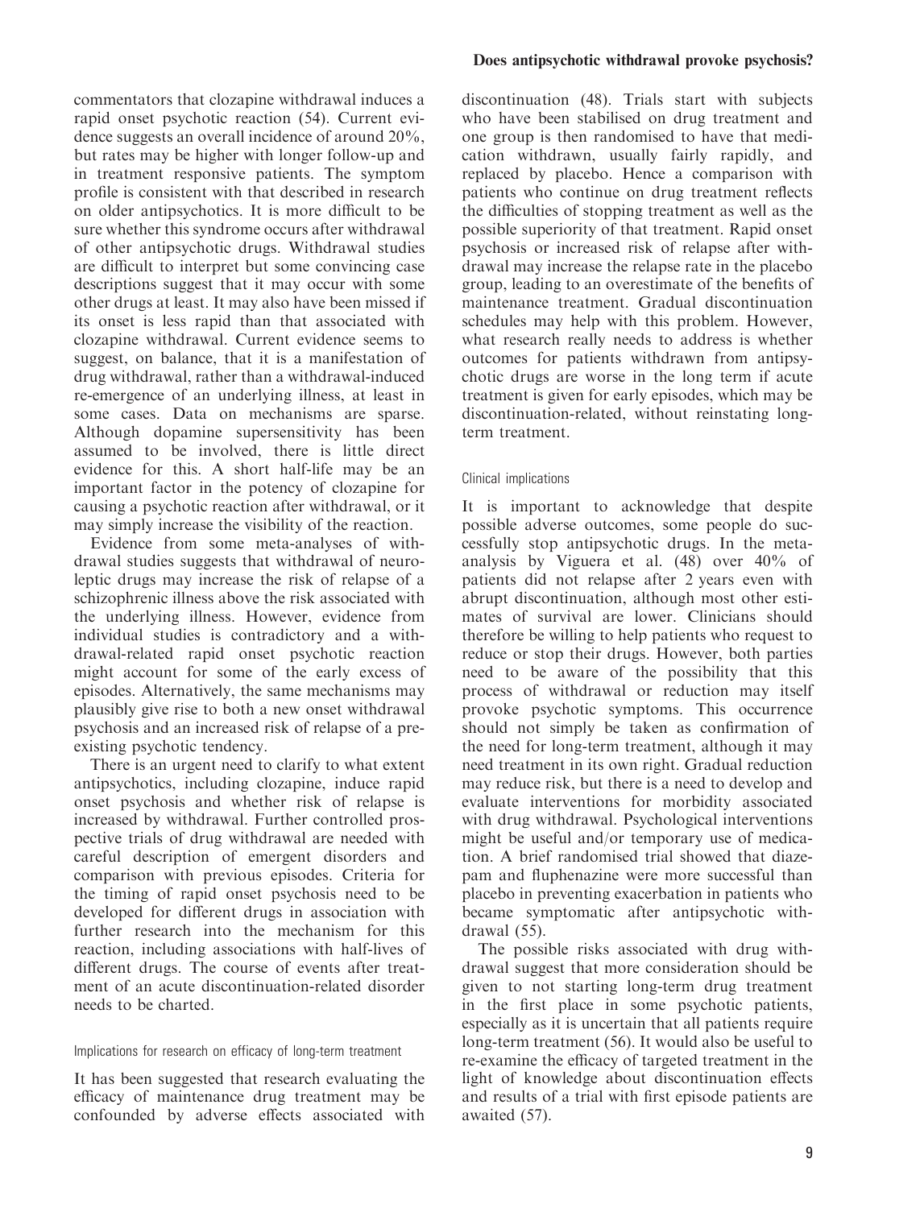commentators that clozapine withdrawal induces a rapid onset psychotic reaction (54). Current evidence suggests an overall incidence of around 20%, but rates may be higher with longer follow-up and in treatment responsive patients. The symptom profile is consistent with that described in research on older antipsychotics. It is more difficult to be sure whether this syndrome occurs after withdrawal of other antipsychotic drugs. Withdrawal studies are difficult to interpret but some convincing case descriptions suggest that it may occur with some other drugs at least. It may also have been missed if its onset is less rapid than that associated with clozapine withdrawal. Current evidence seems to suggest, on balance, that it is a manifestation of drug withdrawal, rather than a withdrawal-induced re-emergence of an underlying illness, at least in some cases. Data on mechanisms are sparse. Although dopamine supersensitivity has been assumed to be involved, there is little direct evidence for this. A short half-life may be an important factor in the potency of clozapine for causing a psychotic reaction after withdrawal, or it may simply increase the visibility of the reaction.

Evidence from some meta-analyses of withdrawal studies suggests that withdrawal of neuroleptic drugs may increase the risk of relapse of a schizophrenic illness above the risk associated with the underlying illness. However, evidence from individual studies is contradictory and a withdrawal-related rapid onset psychotic reaction might account for some of the early excess of episodes. Alternatively, the same mechanisms may plausibly give rise to both a new onset withdrawal psychosis and an increased risk of relapse of a pre-existing psychotic tendency.

There is an urgent need to clarify to what extent antipsychotics, including clozapine, induce rapid onset psychosis and whether risk of relapse is increased by withdrawal. Further controlled prospective trials of drug withdrawal are needed with careful description of emergent disorders and comparison with previous episodes. Criteria for the timing of rapid onset psychosis need to be developed for different drugs in association with further research into the mechanism for this reaction, including associations with half-lives of different drugs. The course of events after treatment of an acute discontinuation-related disorder needs to be charted.

### Implications for research on efficacy of long-term treatment

It has been suggested that research evaluating the efficacy of maintenance drug treatment may be confounded by adverse effects associated with discontinuation (48). Trials start with subjects who have been stabilised on drug treatment and one group is then randomised to have that medication withdrawn, usually fairly rapidly, and replaced by placebo. Hence a comparison with patients who continue on drug treatment reflects the difficulties of stopping treatment as well as the possible superiority of that treatment. Rapid onset psychosis or increased risk of relapse after withdrawal may increase the relapse rate in the placebo group, leading to an overestimate of the benefits of maintenance treatment. Gradual discontinuation schedules may help with this problem. However, what research really needs to address is whether outcomes for patients withdrawn from antipsychotic drugs are worse in the long term if acute treatment is given for early episodes, which may be discontinuation-related, without reinstating long-term treatment.

### Clinical implications

It is important to acknowledge that despite possible adverse outcomes, some people do successfully stop antipsychotic drugs. In the meta-analysis by Viguera et al. (48) over 40% of patients did not relapse after 2 years even with abrupt discontinuation, although most other estimates of survival are lower. Clinicians should therefore be willing to help patients who request to reduce or stop their drugs. However, both parties need to be aware of the possibility that this process of withdrawal or reduction may itself provoke psychotic symptoms. This occurrence should not simply be taken as confirmation of the need for long-term treatment, although it may need treatment in its own right. Gradual reduction may reduce risk, but there is a need to develop and evaluate interventions for morbidity associated with drug withdrawal. Psychological interventions might be useful and/or temporary use of medication. A brief randomised trial showed that diazepam and fluphenazine were more successful than placebo in preventing exacerbation in patients who became symptomatic after antipsychotic withdrawal (55).

The possible risks associated with drug withdrawal suggest that more consideration should be given to not starting long-term drug treatment in the first place in some psychotic patients, especially as it is uncertain that all patients require long-term treatment (56). It would also be useful to re-examine the efficacy of targeted treatment in the light of knowledge about discontinuation effects and results of a trial with first episode patients are awaited (57).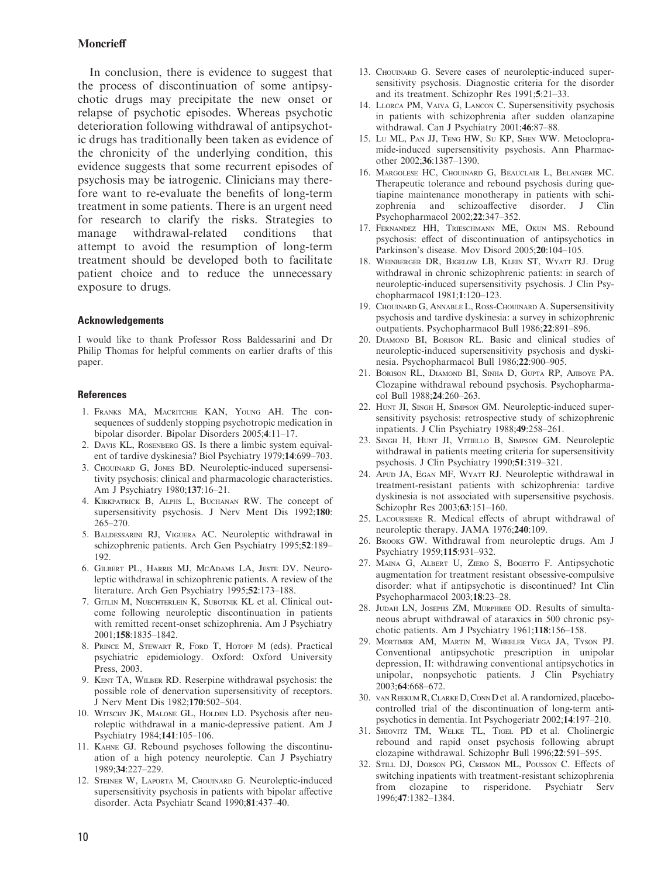In conclusion, there is evidence to suggest that the process of discontinuation of some antipsychotic drugs may precipitate the new onset or relapse of psychotic episodes. Whereas psychotic deterioration following withdrawal of antipsychotic drugs has traditionally been taken as evidence of the chronicity of the underlying condition, this evidence suggests that some recurrent episodes of psychosis may be iatrogenic. Clinicians may therefore want to re-evaluate the benefits of long-term treatment in some patients. There is an urgent need for research to clarify the risks. Strategies to manage withdrawal-related conditions that attempt to avoid the resumption of long-term treatment should be developed both to facilitate patient choice and to reduce the unnecessary exposure to drugs.

### Acknowledgements

I would like to thank Professor Ross Baldessarini and Dr Philip Thomas for helpful comments on earlier drafts of this paper.

### References

1. Franks MA, Macritchie KAN, Young AH. The consequences of suddenly stopping psychotropic medication in bipolar disorder. Bipolar Disorders 2005;**4**:11–17.
2. Davis KL, Rosenberg GS. Is there a limbic system equivalent of tardive dyskinesia? Biol Psychiatry 1979;**14**:699–703.
3. Chouinard G, Jones BD. Neuroleptic-induced supersensitivity psychosis: clinical and pharmacologic characteristics. Am J Psychiatry 1980;**137**:16–21.
4. Kirkpatrick B, Alphs L, Buchanan RW. The concept of supersensitivity psychosis. J Nerv Ment Dis 1992;**180**: 265–270.
5. Baldessarini RJ, Viguera AC. Neuroleptic withdrawal in schizophrenic patients. Arch Gen Psychiatry 1995;**52**:189–192.
6. Gilbert PL, Harris MJ, McAdams LA, Jeste DV. Neuroleptic withdrawal in schizophrenic patients. A review of the literature. Arch Gen Psychiatry 1995;**52**:173–188.
7. Gitlin M, Nuechterlein K, Subotnik KL et al. Clinical outcome following neuroleptic discontinuation in patients with remitted recent-onset schizophrenia. Am J Psychiatry 2001;**158**:1835–1842.
8. Prince M, Stewart R, Ford T, Hotopf M (eds). Practical psychiatric epidemiology. Oxford: Oxford University Press, 2003.
9. Kent TA, Wilber RD. Reserpine withdrawal psychosis: the possible role of denervation supersensitivity of receptors. J Nerv Ment Dis 1982;**170**:502–504.
10. Witschy JK, Malone GL, Holden LD. Psychosis after neuroleptic withdrawal in a manic-depressive patient. Am J Psychiatry 1984;**141**:105–106.
11. Kahne GJ. Rebound psychoses following the discontinuation of a high potency neuroleptic. Can J Psychiatry 1989;**34**:227–229.
12. Steiner W, Laporta M, Chouinard G. Neuroleptic-induced supersensitivity psychosis in patients with bipolar affective disorder. Acta Psychiatr Scand 1990;**81**:437–40.
13. Chouinard G. Severe cases of neuroleptic-induced supersensitivity psychosis. Diagnostic criteria for the disorder and its treatment. Schizophr Res 1991;**5**:21–33.
14. Llorca PM, Vaiva G, Lancon C. Supersensitivity psychosis in patients with schizophrenia after sudden olanzapine withdrawal. Can J Psychiatry 2001;**46**:87–88.
15. Lu ML, Pan JJ, Teng HW, Su KP, Shen WW. Metoclopramide-induced supersensitivity psychosis. Ann Pharmacother 2002;**36**:1387–1390.
16. Margolese HC, Chouinard G, Beauclair L, Belanger MC. Therapeutic tolerance and rebound psychosis during quetiapine maintenance monotherapy in patients with schizophrenia and schizoaffective disorder. J Clin Psychopharmacol 2002;**22**:347–352.
17. Fernandez HH, Trieschmann ME, Okun MS. Rebound psychosis: effect of discontinuation of antipsychotics in Parkinson's disease. Mov Disord 2005;**20**:104–105.
18. Weinberger DR, Bigelow LB, Klein ST, Wyatt RJ. Drug withdrawal in chronic schizophrenic patients: in search of neuroleptic-induced supersensitivity psychosis. J Clin Psychopharmacol 1981;**1**:120–123.
19. Chouinard G, Annable L, Ross-Chouinard A. Supersensitivity psychosis and tardive dyskinesia: a survey in schizophrenic outpatients. Psychopharmacol Bull 1986;**22**:891–896.
20. Diamond BI, Borison RL. Basic and clinical studies of neuroleptic-induced supersensitivity psychosis and dyskinesia. Psychopharmacol Bull 1986;**22**:900–905.
21. Borison RL, Diamond BI, Sinha D, Gupta RP, Ajiboye PA. Clozapine withdrawal rebound psychosis. Psychopharmacol Bull 1988;**24**:260–263.
22. Hunt JI, Singh H, Simpson GM. Neuroleptic-induced supersensitivity psychosis: retrospective study of schizophrenic inpatients. J Clin Psychiatry 1988;**49**:258–261.
23. Singh H, Hunt JI, Vitiello B, Simpson GM. Neuroleptic withdrawal in patients meeting criteria for supersensitivity psychosis. J Clin Psychiatry 1990;**51**:319–321.
24. Apud JA, Egan MF, Wyatt RJ. Neuroleptic withdrawal in treatment-resistant patients with schizophrenia: tardive dyskinesia is not associated with supersensitive psychosis. Schizophr Res 2003;**63**:151–160.
25. Lacoursiere R. Medical effects of abrupt withdrawal of neuroleptic therapy. JAMA 1976;**240**:109.
26. Brooks GW. Withdrawal from neuroleptic drugs. Am J Psychiatry 1959;**115**:931–932.
27. Maina G, Albert U, Ziero S, Bogetto F. Antipsychotic augmentation for treatment resistant obsessive-compulsive disorder: what if antipsychotic is discontinued? Int Clin Psychopharmacol 2003;**18**:23–28.
28. Judah LN, Josephs ZM, Murphree OD. Results of simultaneous abrupt withdrawal of ataraxics in 500 chronic psychotic patients. Am J Psychiatry 1961;**118**:156–158.
29. Mortimer AM, Martin M, Wheeler Vega JA, Tyson PJ. Conventional antipsychotic prescription in unipolar depression, II: withdrawing conventional antipsychotics in unipolar, nonpsychotic patients. J Clin Psychiatry 2003;**64**:668–672.
30. van Reekum R, Clarke D, Conn D et al. A randomized, placebo-controlled trial of the discontinuation of long-term antipsychotics in dementia. Int Psychogeriatr 2002;**14**:197–210.
31. Shiovitz TM, Welke TL, Tigel PD et al. Cholinergic rebound and rapid onset psychosis following abrupt clozapine withdrawal. Schizophr Bull 1996;**22**:591–595.
32. Still DJ, Dorson PG, Crismon ML, Pousson C. Effects of switching inpatients with treatment-resistant schizophrenia from clozapine to risperidone. Psychiatr Serv 1996;**47**:1382–1384.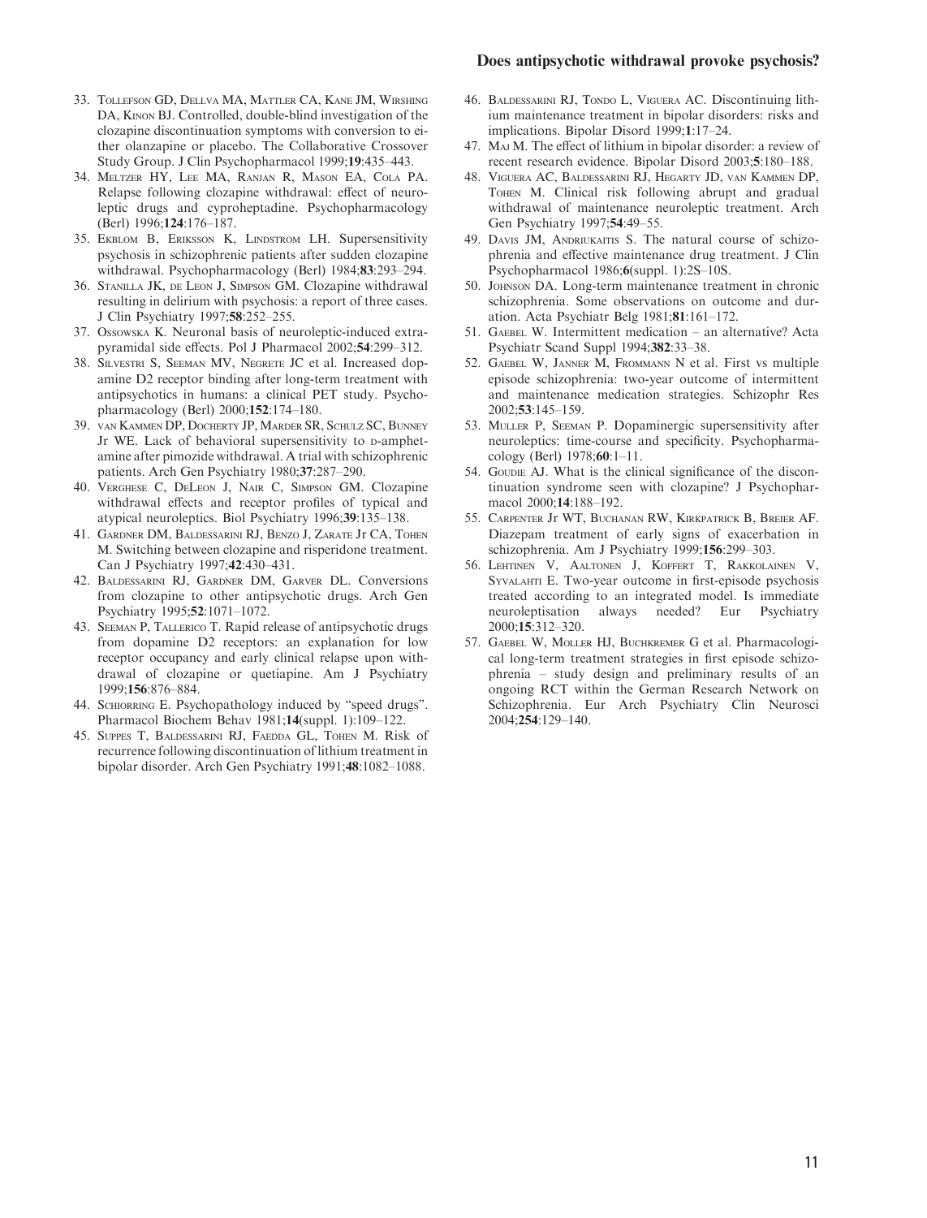33. Tollefson GD, Dellva MA, Mattler CA, Kane JM, Wirshing DA, Kinon BJ. Controlled, double-blind investigation of the clozapine discontinuation symptoms with conversion to either olanzapine or placebo. The Collaborative Crossover Study Group. J Clin Psychopharmacol 1999;**19**:435–443.
34. Meltzer HY, Lee MA, Ranjan R, Mason EA, Cola PA. Relapse following clozapine withdrawal: effect of neuroleptic drugs and cyproheptadine. Psychopharmacology (Berl) 1996;**124**:176–187.
35. Ekblom B, Eriksson K, Lindstrom LH. Supersensitivity psychosis in schizophrenic patients after sudden clozapine withdrawal. Psychopharmacology (Berl) 1984;**83**:293–294.
36. Stanilla JK, de Leon J, Simpson GM. Clozapine withdrawal resulting in delirium with psychosis: a report of three cases. J Clin Psychiatry 1997;**58**:252–255.
37. Ossowska K. Neuronal basis of neuroleptic-induced extrapyramidal side effects. Pol J Pharmacol 2002;**54**:299–312.
38. Silvestri S, Seeman MV, Negrete JC et al. Increased dopamine D2 receptor binding after long-term treatment with antipsychotics in humans: a clinical PET study. Psychopharmacology (Berl) 2000;**152**:174–180.
39. van Kammen DP, Docherty JP, Marder SR, Schulz SC, Bunney Jr WE. Lack of behavioral supersensitivity to D-amphetamine after pimozide withdrawal. A trial with schizophrenic patients. Arch Gen Psychiatry 1980;**37**:287–290.
40. Verghese C, DeLeon J, Nair C, Simpson GM. Clozapine withdrawal effects and receptor profiles of typical and atypical neuroleptics. Biol Psychiatry 1996;**39**:135–138.
41. Gardner DM, Baldessarini RJ, Benzo J, Zarate Jr CA, Tohen M. Switching between clozapine and risperidone treatment. Can J Psychiatry 1997;**42**:430–431.
42. Baldessarini RJ, Gardner DM, Garver DL. Conversions from clozapine to other antipsychotic drugs. Arch Gen Psychiatry 1995;**52**:1071–1072.
43. Seeman P, Tallerico T. Rapid release of antipsychotic drugs from dopamine D2 receptors: an explanation for low receptor occupancy and early clinical relapse upon withdrawal of clozapine or quetiapine. Am J Psychiatry 1999;**156**:876–884.
44. Schiorring E. Psychopathology induced by "speed drugs". Pharmacol Biochem Behav 1981;**14**(suppl. 1):109–122.
45. Suppes T, Baldessarini RJ, Faedda GL, Tohen M. Risk of recurrence following discontinuation of lithium treatment in bipolar disorder. Arch Gen Psychiatry 1991;**48**:1082–1088.
46. Baldessarini RJ, Tondo L, Viguera AC. Discontinuing lithium maintenance treatment in bipolar disorders: risks and implications. Bipolar Disord 1999;**1**:17–24.
47. Maj M. The effect of lithium in bipolar disorder: a review of recent research evidence. Bipolar Disord 2003;**5**:180–188.
48. Viguera AC, Baldessarini RJ, Hegarty JD, van Kammen DP, Tohen M. Clinical risk following abrupt and gradual withdrawal of maintenance neuroleptic treatment. Arch Gen Psychiatry 1997;**54**:49–55.
49. Davis JM, Andriukaitis S. The natural course of schizophrenia and effective maintenance drug treatment. J Clin Psychopharmacol 1986;**6**(suppl. 1):2S–10S.
50. Johnson DA. Long-term maintenance treatment in chronic schizophrenia. Some observations on outcome and duration. Acta Psychiatr Belg 1981;**81**:161–172.
51. Gaebel W. Intermittent medication – an alternative? Acta Psychiatr Scand Suppl 1994;**382**:33–38.
52. Gaebel W, Janner M, Frommann N et al. First vs multiple episode schizophrenia: two-year outcome of intermittent and maintenance medication strategies. Schizophr Res 2002;**53**:145–159.
53. Muller P, Seeman P. Dopaminergic supersensitivity after neuroleptics: time-course and specificity. Psychopharmacology (Berl) 1978;**60**:1–11.
54. Goudie AJ. What is the clinical significance of the discontinuation syndrome seen with clozapine? J Psychopharmacol 2000;**14**:188–192.
55. Carpenter Jr WT, Buchanan RW, Kirkpatrick B, Breier AF. Diazepam treatment of early signs of exacerbation in schizophrenia. Am J Psychiatry 1999;**156**:299–303.
56. Lehtinen V, Aaltonen J, Koffert T, Rakkolainen V, Syvalahti E. Two-year outcome in first-episode psychosis treated according to an integrated model. Is immediate neuroleptisation always needed? Eur Psychiatry 2000;**15**:312–320.
57. Gaebel W, Moller HJ, Buchkremer G et al. Pharmacological long-term treatment strategies in first episode schizophrenia – study design and preliminary results of an ongoing RCT within the German Research Network on Schizophrenia. Eur Arch Psychiatry Clin Neurosci 2004;**254**:129–140.